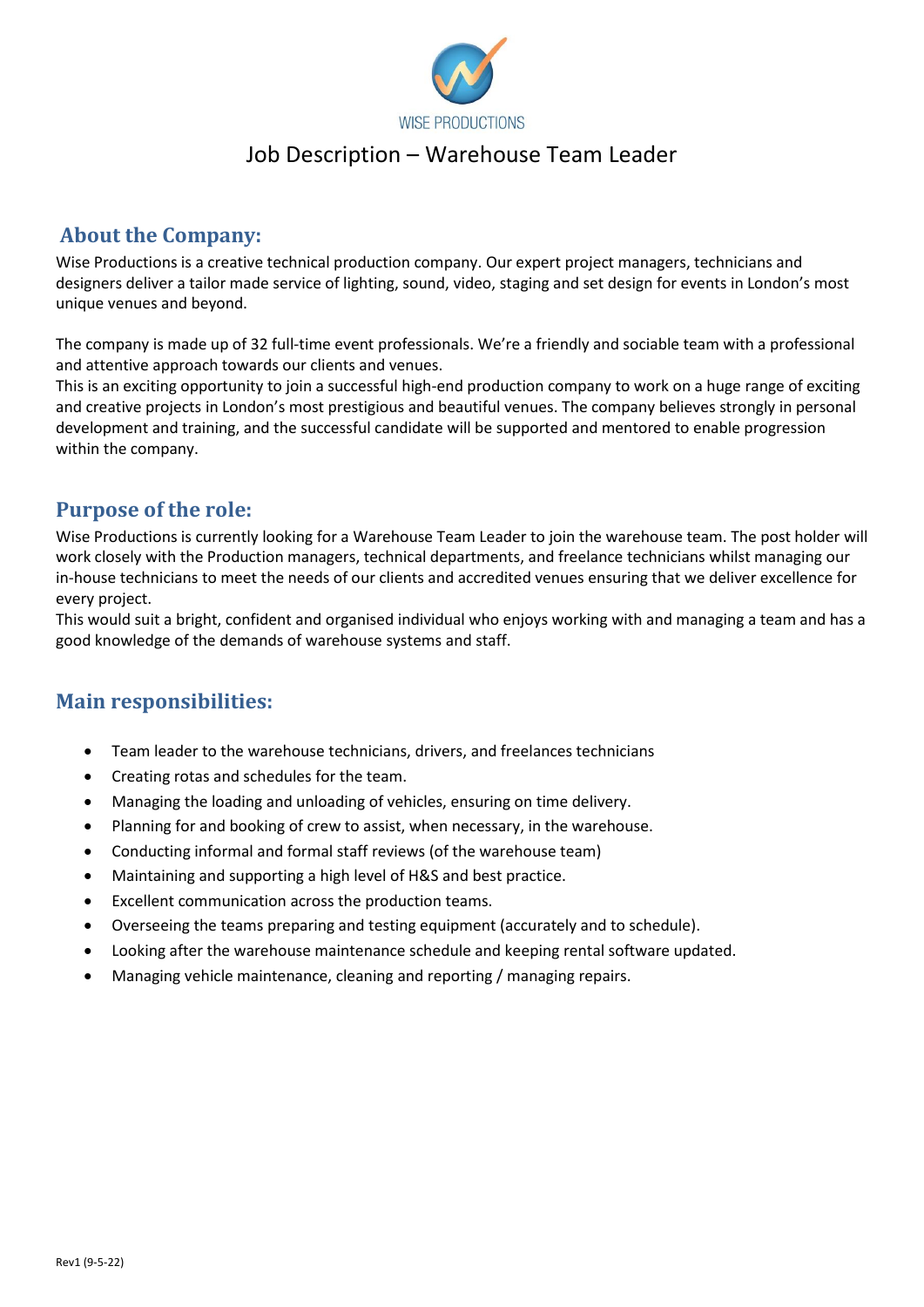WISE PRODUCTIONS

# Job Description – Warehouse Team Leader

## About the Company:

Wise Productions is a creative technical production company. Our expert project managers, technicians and designers deliver a tailor made service of lighting, sound, video, staging and set design for events in London's most unique venues and beyond.

The company is made up of 32 full-time event professionals. We're a friendly and sociable team with a professional and attentive approach towards our clients and venues.
This is an exciting opportunity to join a successful high-end production company to work on a huge range of exciting and creative projects in London's most prestigious and beautiful venues. The company believes strongly in personal development and training, and the successful candidate will be supported and mentored to enable progression within the company.

## Purpose of the role:

Wise Productions is currently looking for a Warehouse Team Leader to join the warehouse team. The post holder will work closely with the Production managers, technical departments, and freelance technicians whilst managing our in-house technicians to meet the needs of our clients and accredited venues ensuring that we deliver excellence for every project.
This would suit a bright, confident and organised individual who enjoys working with and managing a team and has a good knowledge of the demands of warehouse systems and staff.

## Main responsibilities:

- Team leader to the warehouse technicians, drivers, and freelances technicians
- Creating rotas and schedules for the team.
- Managing the loading and unloading of vehicles, ensuring on time delivery.
- Planning for and booking of crew to assist, when necessary, in the warehouse.
- Conducting informal and formal staff reviews (of the warehouse team)
- Maintaining and supporting a high level of H&S and best practice.
- Excellent communication across the production teams.
- Overseeing the teams preparing and testing equipment (accurately and to schedule).
- Looking after the warehouse maintenance schedule and keeping rental software updated.
- Managing vehicle maintenance, cleaning and reporting / managing repairs.

Rev1 (9-5-22)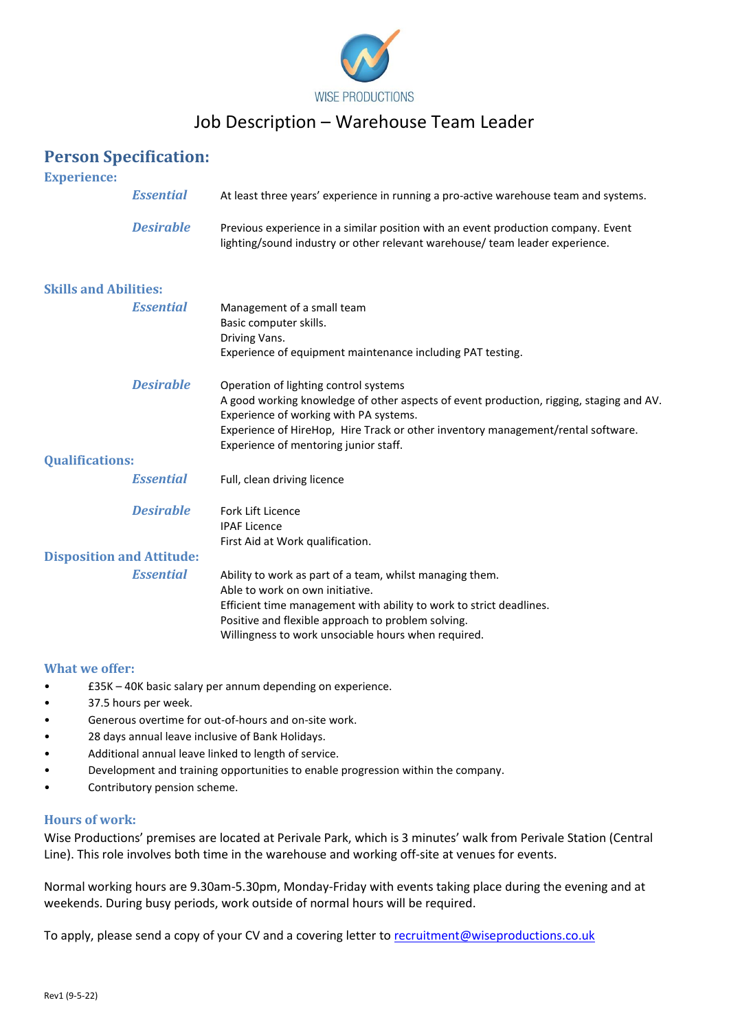WISE PRODUCTIONS

# Job Description – Warehouse Team Leader

## Person Specification:

### Experience:

***Essential***

At least three years' experience in running a pro-active warehouse team and systems.

***Desirable***

Previous experience in a similar position with an event production company. Event lighting/sound industry or other relevant warehouse/ team leader experience.

### Skills and Abilities:

***Essential***

Management of a small team
Basic computer skills.
Driving Vans.
Experience of equipment maintenance including PAT testing.

***Desirable***

Operation of lighting control systems
A good working knowledge of other aspects of event production, rigging, staging and AV.
Experience of working with PA systems.
Experience of HireHop, Hire Track or other inventory management/rental software.
Experience of mentoring junior staff.

### Qualifications:

***Essential***

Full, clean driving licence

***Desirable***

Fork Lift Licence
IPAF Licence
First Aid at Work qualification.

### Disposition and Attitude:

***Essential***

Ability to work as part of a team, whilst managing them.
Able to work on own initiative.
Efficient time management with ability to work to strict deadlines.
Positive and flexible approach to problem solving.
Willingness to work unsociable hours when required.

### What we offer:

- £35K – 40K basic salary per annum depending on experience.
- 37.5 hours per week.
- Generous overtime for out-of-hours and on-site work.
- 28 days annual leave inclusive of Bank Holidays.
- Additional annual leave linked to length of service.
- Development and training opportunities to enable progression within the company.
- Contributory pension scheme.

### Hours of work:

Wise Productions' premises are located at Perivale Park, which is 3 minutes' walk from Perivale Station (Central Line). This role involves both time in the warehouse and working off-site at venues for events.

Normal working hours are 9.30am-5.30pm, Monday-Friday with events taking place during the evening and at weekends. During busy periods, work outside of normal hours will be required.

To apply, please send a copy of your CV and a covering letter to recruitment@wiseproductions.co.uk

Rev1 (9-5-22)